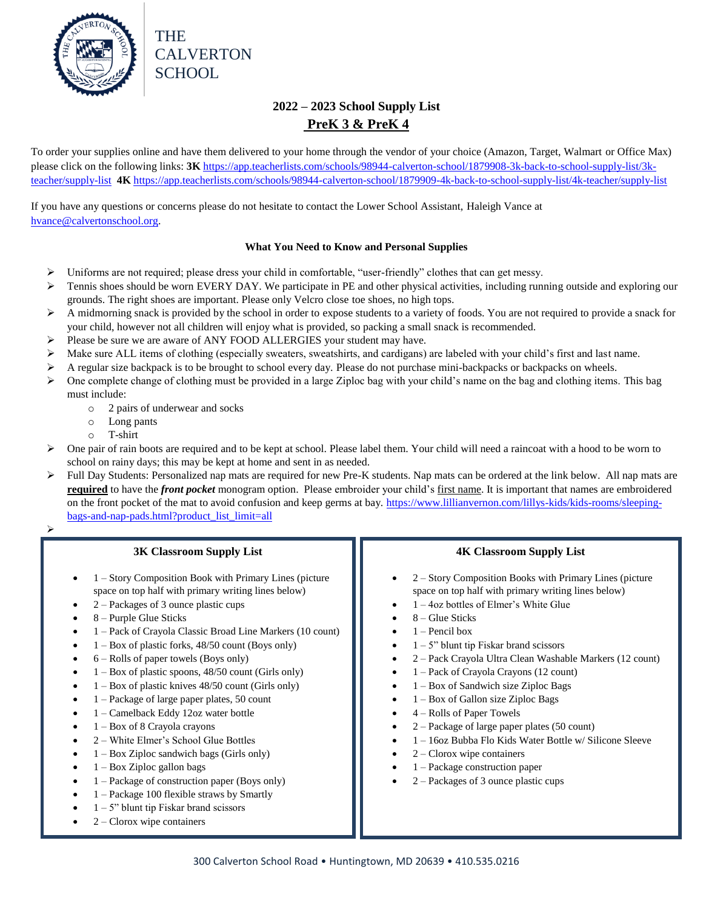# THE CALVERTON SCHOOL

## 2022 – 2023 School Supply List

## <u>PreK 3 & PreK 4</u>

To order your supplies online and have them delivered to your home through the vendor of your choice (Amazon, Target, Walmart or Office Max) please click on the following links: **3K** https://app.teacherlists.com/schools/98944-calverton-school/1879908-3k-back-to-school-supply-list/3k-teacher/supply-list **4K** https://app.teacherlists.com/schools/98944-calverton-school/1879909-4k-back-to-school-supply-list/4k-teacher/supply-list

If you have any questions or concerns please do not hesitate to contact the Lower School Assistant, Haleigh Vance at hvance@calvertonschool.org.

**What You Need to Know and Personal Supplies**

- Uniforms are not required; please dress your child in comfortable, "user-friendly" clothes that can get messy.
- Tennis shoes should be worn EVERY DAY. We participate in PE and other physical activities, including running outside and exploring our grounds. The right shoes are important. Please only Velcro close toe shoes, no high tops.
- A midmorning snack is provided by the school in order to expose students to a variety of foods. You are not required to provide a snack for your child, however not all children will enjoy what is provided, so packing a small snack is recommended.
- Please be sure we are aware of ANY FOOD ALLERGIES your student may have.
- Make sure ALL items of clothing (especially sweaters, sweatshirts, and cardigans) are labeled with your child's first and last name.
- A regular size backpack is to be brought to school every day. Please do not purchase mini-backpacks or backpacks on wheels.
- One complete change of clothing must be provided in a large Ziploc bag with your child's name on the bag and clothing items. This bag must include:
  - 2 pairs of underwear and socks
  - Long pants
  - T-shirt
- One pair of rain boots are required and to be kept at school. Please label them. Your child will need a raincoat with a hood to be worn to school on rainy days; this may be kept at home and sent in as needed.
- Full Day Students: Personalized nap mats are required for new Pre-K students. Nap mats can be ordered at the link below. All nap mats are **<u>required</u>** to have the ***front pocket*** monogram option. Please embroider your child's <u>first name</u>. It is important that names are embroidered on the front pocket of the mat to avoid confusion and keep germs at bay. https://www.lillianvernon.com/lillys-kids/kids-rooms/sleeping-bags-and-nap-pads.html?product_list_limit=all

**3K Classroom Supply List**

- 1 – Story Composition Book with Primary Lines (picture space on top half with primary writing lines below)
- 2 – Packages of 3 ounce plastic cups
- 8 – Purple Glue Sticks
- 1 – Pack of Crayola Classic Broad Line Markers (10 count)
- 1 – Box of plastic forks, 48/50 count (Boys only)
- 6 – Rolls of paper towels (Boys only)
- 1 – Box of plastic spoons, 48/50 count (Girls only)
- 1 – Box of plastic knives 48/50 count (Girls only)
- 1 – Package of large paper plates, 50 count
- 1 – Camelback Eddy 12oz water bottle
- 1 – Box of 8 Crayola crayons
- 2 – White Elmer's School Glue Bottles
- 1 – Box Ziploc sandwich bags (Girls only)
- 1 – Box Ziploc gallon bags
- 1 – Package of construction paper (Boys only)
- 1 – Package 100 flexible straws by Smartly
- 1 – 5" blunt tip Fiskar brand scissors
- 2 – Clorox wipe containers

**4K Classroom Supply List**

- 2 – Story Composition Books with Primary Lines (picture space on top half with primary writing lines below)
- 1 – 4oz bottles of Elmer's White Glue
- 8 – Glue Sticks
- 1 – Pencil box
- 1 – 5" blunt tip Fiskar brand scissors
- 2 – Pack Crayola Ultra Clean Washable Markers (12 count)
- 1 – Pack of Crayola Crayons (12 count)
- 1 – Box of Sandwich size Ziploc Bags
- 1 – Box of Gallon size Ziploc Bags
- 4 – Rolls of Paper Towels
- 2 – Package of large paper plates (50 count)
- 1 – 16oz Bubba Flo Kids Water Bottle w/ Silicone Sleeve
- 2 – Clorox wipe containers
- 1 – Package construction paper
- 2 – Packages of 3 ounce plastic cups

300 Calverton School Road • Huntingtown, MD 20639 • 410.535.0216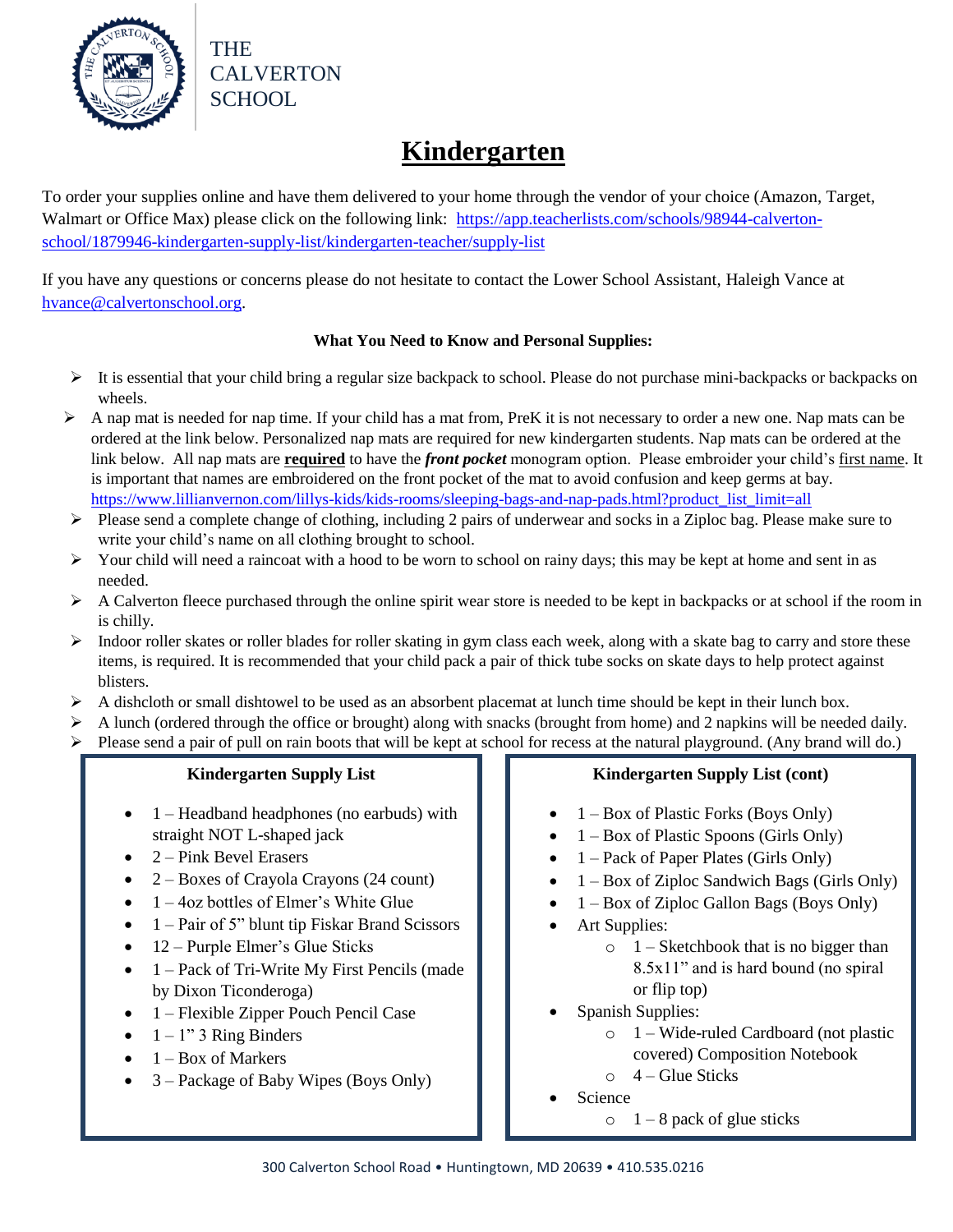THE CALVERTON SCHOOL

# Kindergarten

To order your supplies online and have them delivered to your home through the vendor of your choice (Amazon, Target, Walmart or Office Max) please click on the following link: [https://app.teacherlists.com/schools/98944-calverton-school/1879946-kindergarten-supply-list/kindergarten-teacher/supply-list](https://app.teacherlists.com/schools/98944-calverton-school/1879946-kindergarten-supply-list/kindergarten-teacher/supply-list)

If you have any questions or concerns please do not hesitate to contact the Lower School Assistant, Haleigh Vance at [hvance@calvertonschool.org](mailto:hvance@calvertonschool.org).

**What You Need to Know and Personal Supplies:**

- It is essential that your child bring a regular size backpack to school. Please do not purchase mini-backpacks or backpacks on wheels.
- A nap mat is needed for nap time. If your child has a mat from, PreK it is not necessary to order a new one. Nap mats can be ordered at the link below. Personalized nap mats are required for new kindergarten students. Nap mats can be ordered at the link below. All nap mats are **required** to have the ***front pocket*** monogram option. Please embroider your child's first name. It is important that names are embroidered on the front pocket of the mat to avoid confusion and keep germs at bay. [https://www.lillianvernon.com/lillys-kids/kids-rooms/sleeping-bags-and-nap-pads.html?product_list_limit=all](https://www.lillianvernon.com/lillys-kids/kids-rooms/sleeping-bags-and-nap-pads.html?product_list_limit=all)
- Please send a complete change of clothing, including 2 pairs of underwear and socks in a Ziploc bag. Please make sure to write your child's name on all clothing brought to school.
- Your child will need a raincoat with a hood to be worn to school on rainy days; this may be kept at home and sent in as needed.
- A Calverton fleece purchased through the online spirit wear store is needed to be kept in backpacks or at school if the room in is chilly.
- Indoor roller skates or roller blades for roller skating in gym class each week, along with a skate bag to carry and store these items, is required. It is recommended that your child pack a pair of thick tube socks on skate days to help protect against blisters.
- A dishcloth or small dishtowel to be used as an absorbent placemat at lunch time should be kept in their lunch box.
- A lunch (ordered through the office or brought) along with snacks (brought from home) and 2 napkins will be needed daily.
- Please send a pair of pull on rain boots that will be kept at school for recess at the natural playground. (Any brand will do.)

**Kindergarten Supply List**

- 1 – Headband headphones (no earbuds) with straight NOT L-shaped jack
- 2 – Pink Bevel Erasers
- 2 – Boxes of Crayola Crayons (24 count)
- 1 – 4oz bottles of Elmer's White Glue
- 1 – Pair of 5" blunt tip Fiskar Brand Scissors
- 12 – Purple Elmer's Glue Sticks
- 1 – Pack of Tri-Write My First Pencils (made by Dixon Ticonderoga)
- 1 – Flexible Zipper Pouch Pencil Case
- 1 – 1" 3 Ring Binders
- 1 – Box of Markers
- 3 – Package of Baby Wipes (Boys Only)

**Kindergarten Supply List (cont)**

- 1 – Box of Plastic Forks (Boys Only)
- 1 – Box of Plastic Spoons (Girls Only)
- 1 – Pack of Paper Plates (Girls Only)
- 1 – Box of Ziploc Sandwich Bags (Girls Only)
- 1 – Box of Ziploc Gallon Bags (Boys Only)
- Art Supplies:
  - 1 – Sketchbook that is no bigger than 8.5x11" and is hard bound (no spiral or flip top)
- Spanish Supplies:
  - 1 – Wide-ruled Cardboard (not plastic covered) Composition Notebook
  - 4 – Glue Sticks
- Science
  - 1 – 8 pack of glue sticks

300 Calverton School Road • Huntingtown, MD 20639 • 410.535.0216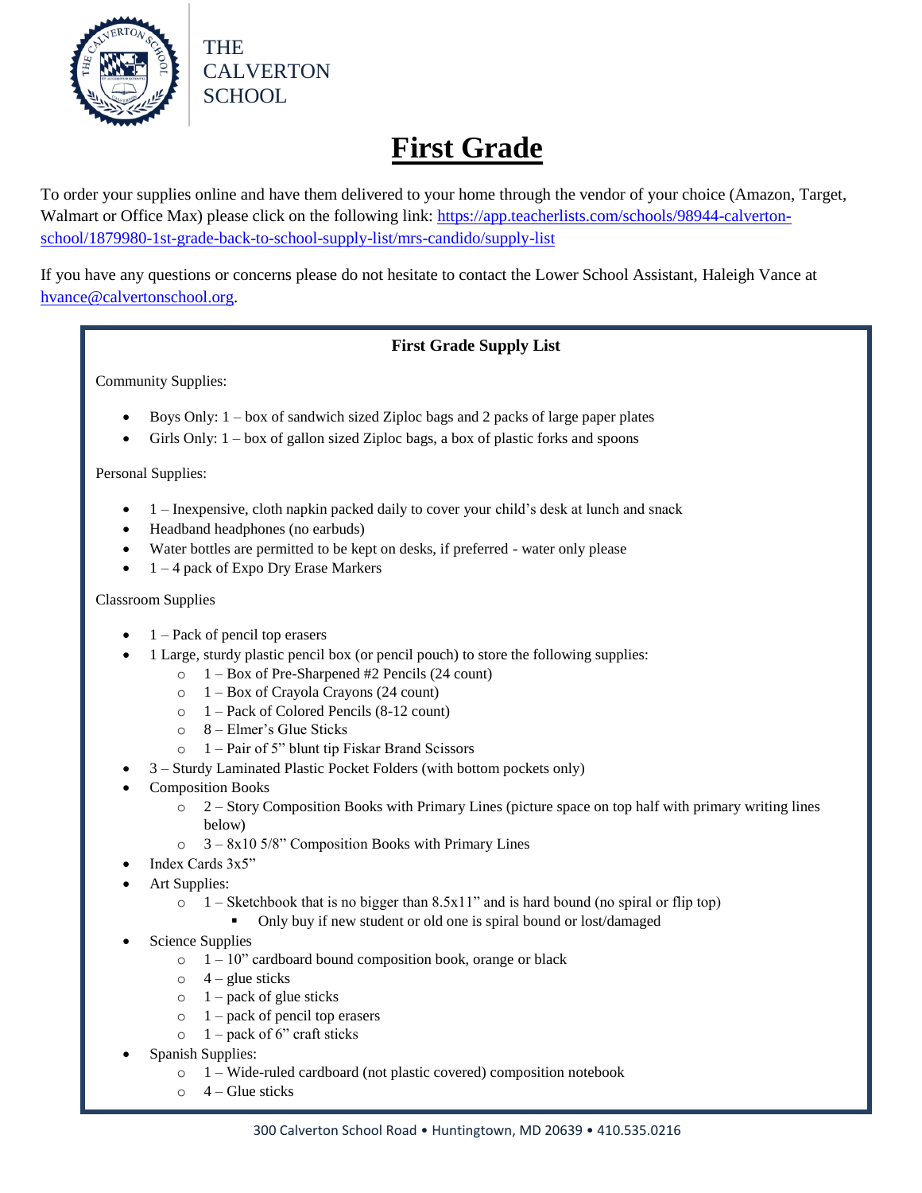THE CALVERTON SCHOOL

# First Grade

To order your supplies online and have them delivered to your home through the vendor of your choice (Amazon, Target, Walmart or Office Max) please click on the following link: [https://app.teacherlists.com/schools/98944-calverton-school/1879980-1st-grade-back-to-school-supply-list/mrs-candido/supply-list](https://app.teacherlists.com/schools/98944-calverton-school/1879980-1st-grade-back-to-school-supply-list/mrs-candido/supply-list)

If you have any questions or concerns please do not hesitate to contact the Lower School Assistant, Haleigh Vance at [hvance@calvertonschool.org](mailto:hvance@calvertonschool.org).

## First Grade Supply List

Community Supplies:

- Boys Only: 1 – box of sandwich sized Ziploc bags and 2 packs of large paper plates
- Girls Only: 1 – box of gallon sized Ziploc bags, a box of plastic forks and spoons

Personal Supplies:

- 1 – Inexpensive, cloth napkin packed daily to cover your child's desk at lunch and snack
- Headband headphones (no earbuds)
- Water bottles are permitted to be kept on desks, if preferred - water only please
- 1 – 4 pack of Expo Dry Erase Markers

Classroom Supplies

- 1 – Pack of pencil top erasers
- 1 Large, sturdy plastic pencil box (or pencil pouch) to store the following supplies:
  - 1 – Box of Pre-Sharpened #2 Pencils (24 count)
  - 1 – Box of Crayola Crayons (24 count)
  - 1 – Pack of Colored Pencils (8-12 count)
  - 8 – Elmer's Glue Sticks
  - 1 – Pair of 5" blunt tip Fiskar Brand Scissors
- 3 – Sturdy Laminated Plastic Pocket Folders (with bottom pockets only)
- Composition Books
  - 2 – Story Composition Books with Primary Lines (picture space on top half with primary writing lines below)
  - 3 – 8x10 5/8" Composition Books with Primary Lines
- Index Cards 3x5"
- Art Supplies:
  - 1 – Sketchbook that is no bigger than 8.5x11" and is hard bound (no spiral or flip top)
    - Only buy if new student or old one is spiral bound or lost/damaged
- Science Supplies
  - 1 – 10" cardboard bound composition book, orange or black
  - 4 – glue sticks
  - 1 – pack of glue sticks
  - 1 – pack of pencil top erasers
  - 1 – pack of 6" craft sticks
- Spanish Supplies:
  - 1 – Wide-ruled cardboard (not plastic covered) composition notebook
  - 4 – Glue sticks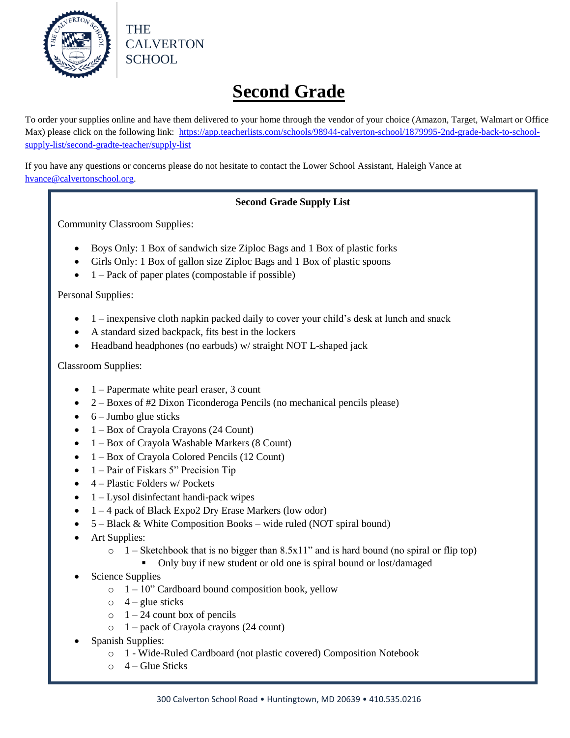THE CALVERTON SCHOOL

# Second Grade

To order your supplies online and have them delivered to your home through the vendor of your choice (Amazon, Target, Walmart or Office Max) please click on the following link: https://app.teacherlists.com/schools/98944-calverton-school/1879995-2nd-grade-back-to-school-supply-list/second-gradte-teacher/supply-list

If you have any questions or concerns please do not hesitate to contact the Lower School Assistant, Haleigh Vance at hvance@calvertonschool.org.

**Second Grade Supply List**

Community Classroom Supplies:

- Boys Only: 1 Box of sandwich size Ziploc Bags and 1 Box of plastic forks
- Girls Only: 1 Box of gallon size Ziploc Bags and 1 Box of plastic spoons
- 1 – Pack of paper plates (compostable if possible)

Personal Supplies:

- 1 – inexpensive cloth napkin packed daily to cover your child's desk at lunch and snack
- A standard sized backpack, fits best in the lockers
- Headband headphones (no earbuds) w/ straight NOT L-shaped jack

Classroom Supplies:

- 1 – Papermate white pearl eraser, 3 count
- 2 – Boxes of #2 Dixon Ticonderoga Pencils (no mechanical pencils please)
- 6 – Jumbo glue sticks
- 1 – Box of Crayola Crayons (24 Count)
- 1 – Box of Crayola Washable Markers (8 Count)
- 1 – Box of Crayola Colored Pencils (12 Count)
- 1 – Pair of Fiskars 5" Precision Tip
- 4 – Plastic Folders w/ Pockets
- 1 – Lysol disinfectant handi-pack wipes
- 1 – 4 pack of Black Expo2 Dry Erase Markers (low odor)
- 5 – Black & White Composition Books – wide ruled (NOT spiral bound)
- Art Supplies:
  - 1 – Sketchbook that is no bigger than 8.5x11" and is hard bound (no spiral or flip top)
    - Only buy if new student or old one is spiral bound or lost/damaged
- Science Supplies
  - 1 – 10" Cardboard bound composition book, yellow
  - 4 – glue sticks
  - 1 – 24 count box of pencils
  - 1 – pack of Crayola crayons (24 count)
- Spanish Supplies:
  - 1 - Wide-Ruled Cardboard (not plastic covered) Composition Notebook
  - 4 – Glue Sticks

300 Calverton School Road • Huntingtown, MD 20639 • 410.535.0216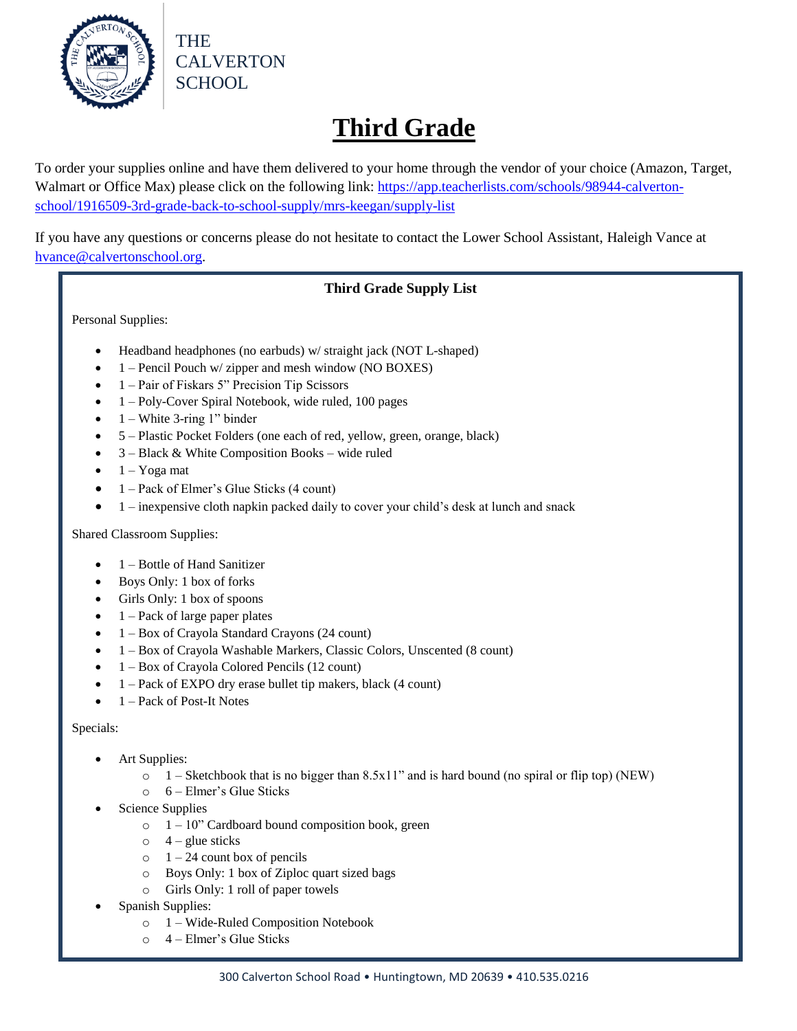THE CALVERTON SCHOOL

# Third Grade

To order your supplies online and have them delivered to your home through the vendor of your choice (Amazon, Target, Walmart or Office Max) please click on the following link: https://app.teacherlists.com/schools/98944-calverton-school/1916509-3rd-grade-back-to-school-supply/mrs-keegan/supply-list

If you have any questions or concerns please do not hesitate to contact the Lower School Assistant, Haleigh Vance at hvance@calvertonschool.org.

## Third Grade Supply List

Personal Supplies:

- Headband headphones (no earbuds) w/ straight jack (NOT L-shaped)
- 1 – Pencil Pouch w/ zipper and mesh window (NO BOXES)
- 1 – Pair of Fiskars 5" Precision Tip Scissors
- 1 – Poly-Cover Spiral Notebook, wide ruled, 100 pages
- 1 – White 3-ring 1" binder
- 5 – Plastic Pocket Folders (one each of red, yellow, green, orange, black)
- 3 – Black & White Composition Books – wide ruled
- 1 – Yoga mat
- 1 – Pack of Elmer's Glue Sticks (4 count)
- 1 – inexpensive cloth napkin packed daily to cover your child's desk at lunch and snack

Shared Classroom Supplies:

- 1 – Bottle of Hand Sanitizer
- Boys Only: 1 box of forks
- Girls Only: 1 box of spoons
- 1 – Pack of large paper plates
- 1 – Box of Crayola Standard Crayons (24 count)
- 1 – Box of Crayola Washable Markers, Classic Colors, Unscented (8 count)
- 1 – Box of Crayola Colored Pencils (12 count)
- 1 – Pack of EXPO dry erase bullet tip makers, black (4 count)
- 1 – Pack of Post-It Notes

Specials:

- Art Supplies:
  - 1 – Sketchbook that is no bigger than 8.5x11" and is hard bound (no spiral or flip top) (NEW)
  - 6 – Elmer's Glue Sticks
- Science Supplies
  - 1 – 10" Cardboard bound composition book, green
  - 4 – glue sticks
  - 1 – 24 count box of pencils
  - Boys Only: 1 box of Ziploc quart sized bags
  - Girls Only: 1 roll of paper towels
- Spanish Supplies:
  - 1 – Wide-Ruled Composition Notebook
  - 4 – Elmer's Glue Sticks

300 Calverton School Road • Huntingtown, MD 20639 • 410.535.0216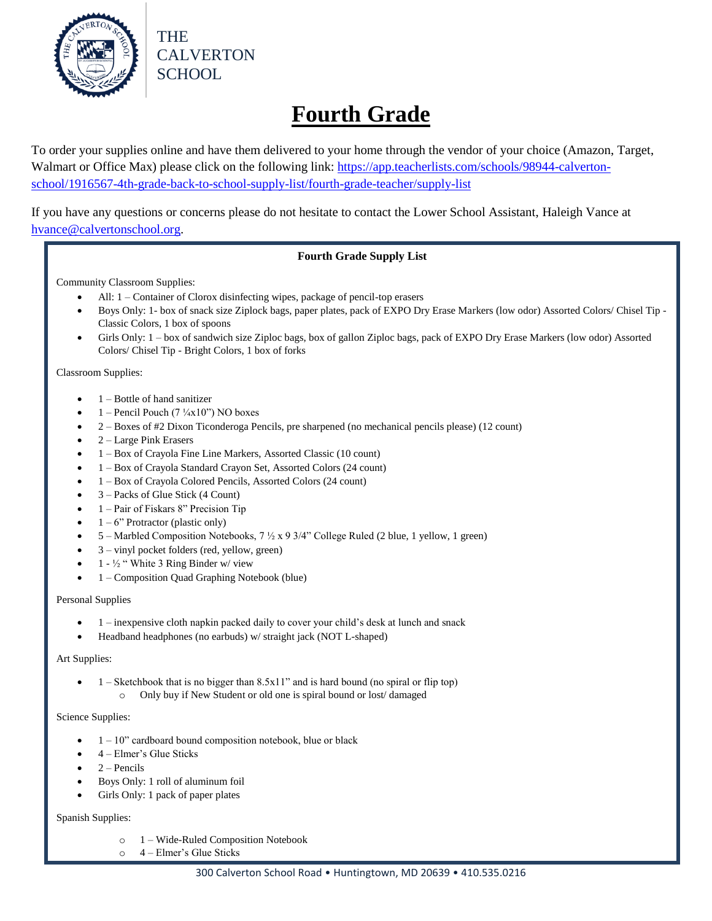THE CALVERTON SCHOOL

# Fourth Grade

To order your supplies online and have them delivered to your home through the vendor of your choice (Amazon, Target, Walmart or Office Max) please click on the following link: [https://app.teacherlists.com/schools/98944-calverton-school/1916567-4th-grade-back-to-school-supply-list/fourth-grade-teacher/supply-list](https://app.teacherlists.com/schools/98944-calverton-school/1916567-4th-grade-back-to-school-supply-list/fourth-grade-teacher/supply-list)

If you have any questions or concerns please do not hesitate to contact the Lower School Assistant, Haleigh Vance at [hvance@calvertonschool.org](mailto:hvance@calvertonschool.org).

**Fourth Grade Supply List**

Community Classroom Supplies:

- All: 1 – Container of Clorox disinfecting wipes, package of pencil-top erasers
- Boys Only: 1- box of snack size Ziplock bags, paper plates, pack of EXPO Dry Erase Markers (low odor) Assorted Colors/ Chisel Tip - Classic Colors, 1 box of spoons
- Girls Only: 1 – box of sandwich size Ziploc bags, box of gallon Ziploc bags, pack of EXPO Dry Erase Markers (low odor) Assorted Colors/ Chisel Tip - Bright Colors, 1 box of forks

Classroom Supplies:

- 1 – Bottle of hand sanitizer
- 1 – Pencil Pouch (7 ¼x10") NO boxes
- 2 – Boxes of #2 Dixon Ticonderoga Pencils, pre sharpened (no mechanical pencils please) (12 count)
- 2 – Large Pink Erasers
- 1 – Box of Crayola Fine Line Markers, Assorted Classic (10 count)
- 1 – Box of Crayola Standard Crayon Set, Assorted Colors (24 count)
- 1 – Box of Crayola Colored Pencils, Assorted Colors (24 count)
- 3 – Packs of Glue Stick (4 Count)
- 1 – Pair of Fiskars 8" Precision Tip
- 1 – 6" Protractor (plastic only)
- 5 – Marbled Composition Notebooks, 7 ½ x 9 3/4" College Ruled (2 blue, 1 yellow, 1 green)
- 3 – vinyl pocket folders (red, yellow, green)
- 1 - ½ " White 3 Ring Binder w/ view
- 1 – Composition Quad Graphing Notebook (blue)

Personal Supplies

- 1 – inexpensive cloth napkin packed daily to cover your child's desk at lunch and snack
- Headband headphones (no earbuds) w/ straight jack (NOT L-shaped)

Art Supplies:

- 1 – Sketchbook that is no bigger than 8.5x11" and is hard bound (no spiral or flip top)
  - Only buy if New Student or old one is spiral bound or lost/ damaged

Science Supplies:

- 1 – 10" cardboard bound composition notebook, blue or black
- 4 – Elmer's Glue Sticks
- 2 – Pencils
- Boys Only: 1 roll of aluminum foil
- Girls Only: 1 pack of paper plates

Spanish Supplies:

- 1 – Wide-Ruled Composition Notebook
- 4 – Elmer's Glue Sticks

300 Calverton School Road • Huntingtown, MD 20639 • 410.535.0216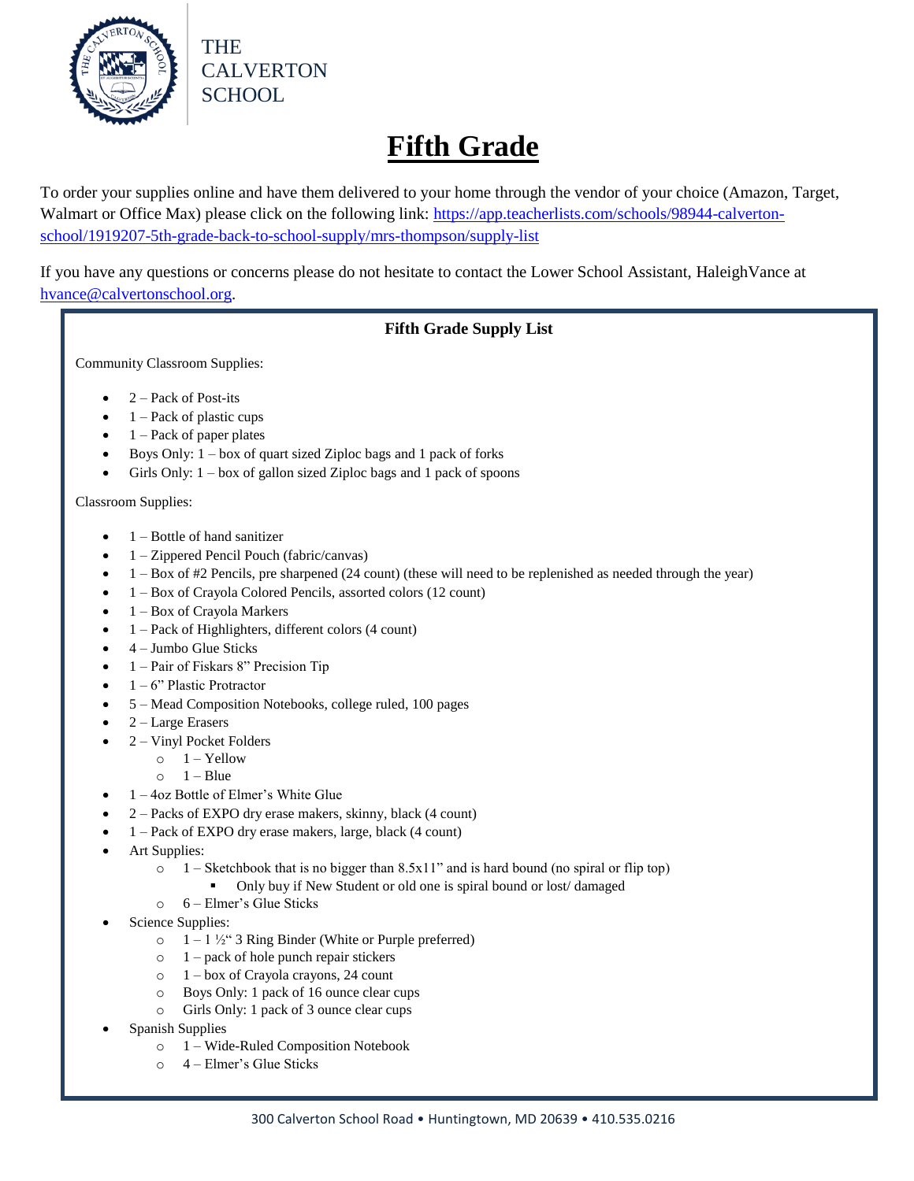THE CALVERTON SCHOOL

# Fifth Grade

To order your supplies online and have them delivered to your home through the vendor of your choice (Amazon, Target, Walmart or Office Max) please click on the following link: [https://app.teacherlists.com/schools/98944-calverton-school/1919207-5th-grade-back-to-school-supply/mrs-thompson/supply-list](https://app.teacherlists.com/schools/98944-calverton-school/1919207-5th-grade-back-to-school-supply/mrs-thompson/supply-list)

If you have any questions or concerns please do not hesitate to contact the Lower School Assistant, HaleighVance at [hvance@calvertonschool.org](mailto:hvance@calvertonschool.org).

## Fifth Grade Supply List

Community Classroom Supplies:

- 2 – Pack of Post-its
- 1 – Pack of plastic cups
- 1 – Pack of paper plates
- Boys Only: 1 – box of quart sized Ziploc bags and 1 pack of forks
- Girls Only: 1 – box of gallon sized Ziploc bags and 1 pack of spoons

Classroom Supplies:

- 1 – Bottle of hand sanitizer
- 1 – Zippered Pencil Pouch (fabric/canvas)
- 1 – Box of #2 Pencils, pre sharpened (24 count) (these will need to be replenished as needed through the year)
- 1 – Box of Crayola Colored Pencils, assorted colors (12 count)
- 1 – Box of Crayola Markers
- 1 – Pack of Highlighters, different colors (4 count)
- 4 – Jumbo Glue Sticks
- 1 – Pair of Fiskars 8" Precision Tip
- 1 – 6" Plastic Protractor
- 5 – Mead Composition Notebooks, college ruled, 100 pages
- 2 – Large Erasers
- 2 – Vinyl Pocket Folders
  - 1 – Yellow
  - 1 – Blue
- 1 – 4oz Bottle of Elmer's White Glue
- 2 – Packs of EXPO dry erase makers, skinny, black (4 count)
- 1 – Pack of EXPO dry erase makers, large, black (4 count)
- Art Supplies:
  - 1 – Sketchbook that is no bigger than 8.5x11" and is hard bound (no spiral or flip top)
    - Only buy if New Student or old one is spiral bound or lost/ damaged
  - 6 – Elmer's Glue Sticks
- Science Supplies:
  - 1 – 1 ½" 3 Ring Binder (White or Purple preferred)
  - 1 – pack of hole punch repair stickers
  - 1 – box of Crayola crayons, 24 count
  - Boys Only: 1 pack of 16 ounce clear cups
  - Girls Only: 1 pack of 3 ounce clear cups
- Spanish Supplies
  - 1 – Wide-Ruled Composition Notebook
  - 4 – Elmer's Glue Sticks

300 Calverton School Road • Huntingtown, MD 20639 • 410.535.0216